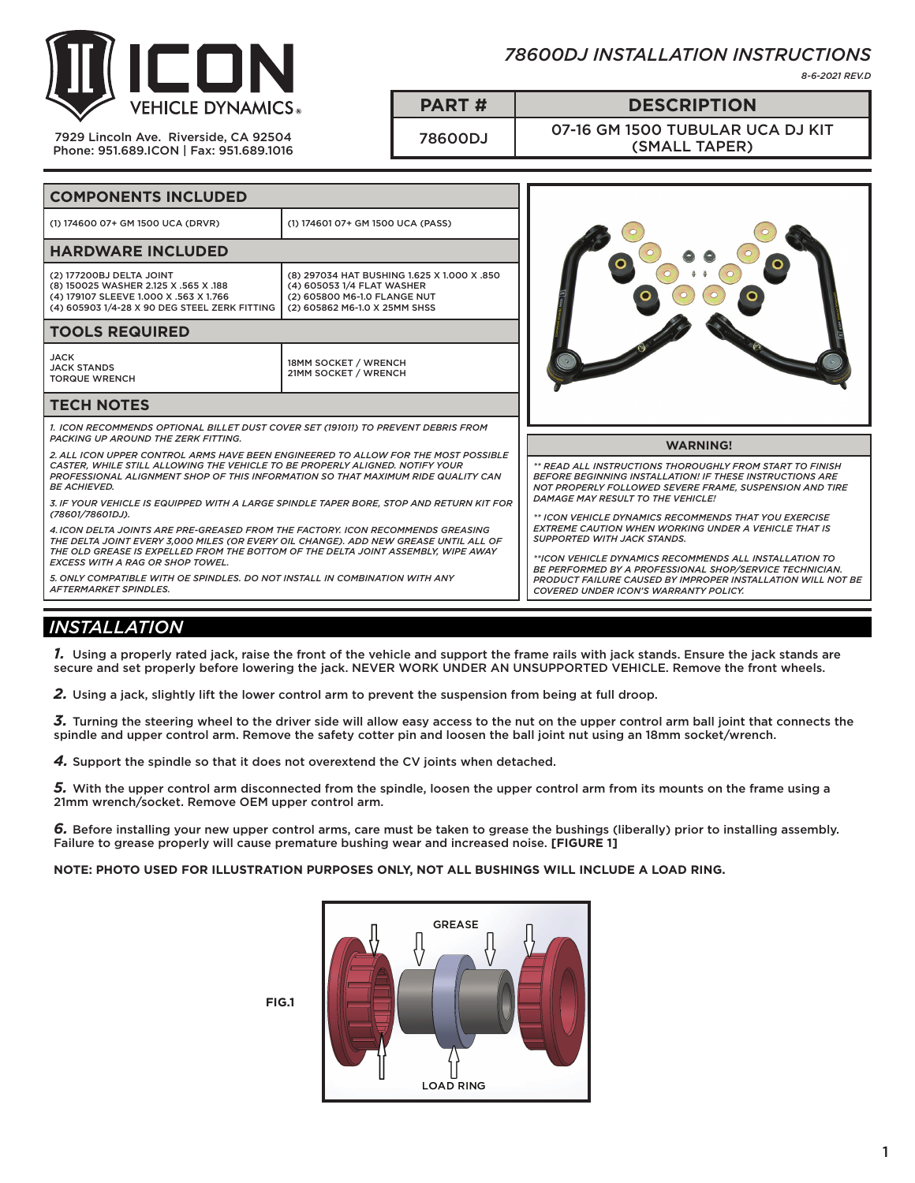# ICON VEHICLE DYNAMICS

7929 Lincoln Ave. Riverside, CA 92504
Phone: 951.689.ICON | Fax: 951.689.1016

## *78600DJ INSTALLATION INSTRUCTIONS*

*8-6-2021 REV.D*

| PART # | DESCRIPTION |
|---|---|
| 78600DJ | 07-16 GM 1500 TUBULAR UCA DJ KIT (SMALL TAPER) |

## COMPONENTS INCLUDED

| | |
|---|---|
| (1) 174600 07+ GM 1500 UCA (DRVR) | (1) 174601 07+ GM 1500 UCA (PASS) |

## HARDWARE INCLUDED

| | |
|---|---|
| (2) 177200BJ DELTA JOINT<br>(8) 150025 WASHER 2.125 X .565 X .188<br>(4) 179107 SLEEVE 1.000 X .563 X 1.766<br>(4) 605903 1/4-28 X 90 DEG STEEL ZERK FITTING | (8) 297034 HAT BUSHING 1.625 X 1.000 X .850<br>(4) 605053 1/4 FLAT WASHER<br>(2) 605800 M6-1.0 FLANGE NUT<br>(2) 605862 M6-1.0 X 25MM SHSS |

## TOOLS REQUIRED

| | |
|---|---|
| JACK<br>JACK STANDS<br>TORQUE WRENCH | 18MM SOCKET / WRENCH<br>21MM SOCKET / WRENCH |

## TECH NOTES

*1. ICON RECOMMENDS OPTIONAL BILLET DUST COVER SET (191011) TO PREVENT DEBRIS FROM PACKING UP AROUND THE ZERK FITTING.*

*2. ALL ICON UPPER CONTROL ARMS HAVE BEEN ENGINEERED TO ALLOW FOR THE MOST POSSIBLE CASTER, WHILE STILL ALLOWING THE VEHICLE TO BE PROPERLY ALIGNED. NOTIFY YOUR PROFESSIONAL ALIGNMENT SHOP OF THIS INFORMATION SO THAT MAXIMUM RIDE QUALITY CAN BE ACHIEVED.*

*3. IF YOUR VEHICLE IS EQUIPPED WITH A LARGE SPINDLE TAPER BORE, STOP AND RETURN KIT FOR (78601/78601DJ).*

*4. ICON DELTA JOINTS ARE PRE-GREASED FROM THE FACTORY. ICON RECOMMENDS GREASING THE DELTA JOINT EVERY 3,000 MILES (OR EVERY OIL CHANGE). ADD NEW GREASE UNTIL ALL OF THE OLD GREASE IS EXPELLED FROM THE BOTTOM OF THE DELTA JOINT ASSEMBLY, WIPE AWAY EXCESS WITH A RAG OR SHOP TOWEL.*

*5. ONLY COMPATIBLE WITH OE SPINDLES. DO NOT INSTALL IN COMBINATION WITH ANY AFTERMARKET SPINDLES.*

## WARNING!

*\*\* READ ALL INSTRUCTIONS THOROUGHLY FROM START TO FINISH BEFORE BEGINNING INSTALLATION! IF THESE INSTRUCTIONS ARE NOT PROPERLY FOLLOWED SEVERE FRAME, SUSPENSION AND TIRE DAMAGE MAY RESULT TO THE VEHICLE!*

*\*\* ICON VEHICLE DYNAMICS RECOMMENDS THAT YOU EXERCISE EXTREME CAUTION WHEN WORKING UNDER A VEHICLE THAT IS SUPPORTED WITH JACK STANDS.*

*\*\*ICON VEHICLE DYNAMICS RECOMMENDS ALL INSTALLATION TO BE PERFORMED BY A PROFESSIONAL SHOP/SERVICE TECHNICIAN. PRODUCT FAILURE CAUSED BY IMPROPER INSTALLATION WILL NOT BE COVERED UNDER ICON'S WARRANTY POLICY.*

## *INSTALLATION*

***1.*** Using a properly rated jack, raise the front of the vehicle and support the frame rails with jack stands. Ensure the jack stands are secure and set properly before lowering the jack. NEVER WORK UNDER AN UNSUPPORTED VEHICLE. Remove the front wheels.

***2.*** Using a jack, slightly lift the lower control arm to prevent the suspension from being at full droop.

***3.*** Turning the steering wheel to the driver side will allow easy access to the nut on the upper control arm ball joint that connects the spindle and upper control arm. Remove the safety cotter pin and loosen the ball joint nut using an 18mm socket/wrench.

***4.*** Support the spindle so that it does not overextend the CV joints when detached.

***5.*** With the upper control arm disconnected from the spindle, loosen the upper control arm from its mounts on the frame using a 21mm wrench/socket. Remove OEM upper control arm.

***6.*** Before installing your new upper control arms, care must be taken to grease the bushings (liberally) prior to installing assembly. Failure to grease properly will cause premature bushing wear and increased noise. **[FIGURE 1]**

**NOTE: PHOTO USED FOR ILLUSTRATION PURPOSES ONLY, NOT ALL BUSHINGS WILL INCLUDE A LOAD RING.**

GREASE

LOAD RING

**FIG.1**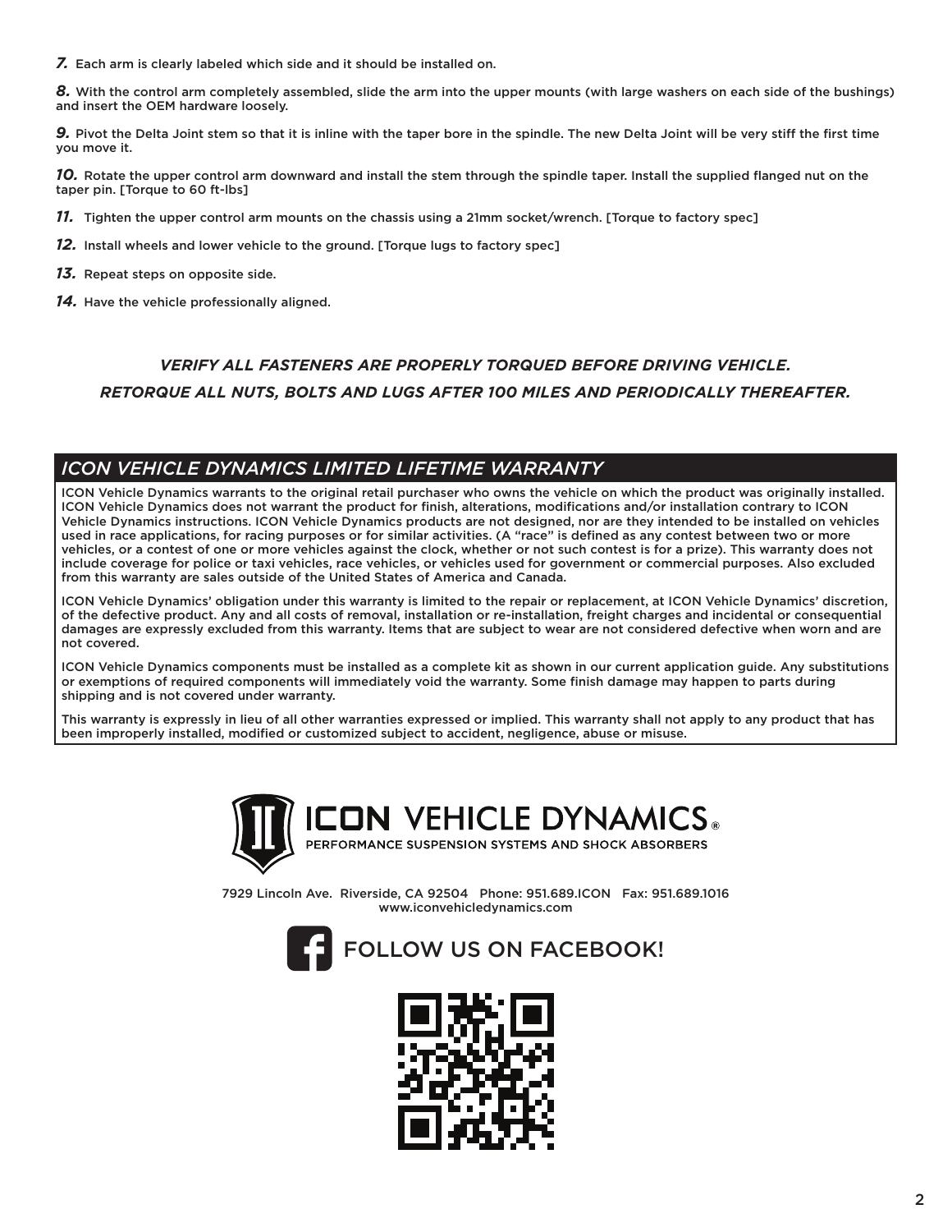***7.*** Each arm is clearly labeled which side and it should be installed on.

***8.*** With the control arm completely assembled, slide the arm into the upper mounts (with large washers on each side of the bushings) and insert the OEM hardware loosely.

***9.*** Pivot the Delta Joint stem so that it is inline with the taper bore in the spindle. The new Delta Joint will be very stiff the first time you move it.

***10.*** Rotate the upper control arm downward and install the stem through the spindle taper. Install the supplied flanged nut on the taper pin. [Torque to 60 ft-lbs]

***11.*** Tighten the upper control arm mounts on the chassis using a 21mm socket/wrench. [Torque to factory spec]

***12.*** Install wheels and lower vehicle to the ground. [Torque lugs to factory spec]

***13.*** Repeat steps on opposite side.

***14.*** Have the vehicle professionally aligned.

***VERIFY ALL FASTENERS ARE PROPERLY TORQUED BEFORE DRIVING VEHICLE.***

***RETORQUE ALL NUTS, BOLTS AND LUGS AFTER 100 MILES AND PERIODICALLY THEREAFTER.***

## *ICON VEHICLE DYNAMICS LIMITED LIFETIME WARRANTY*

ICON Vehicle Dynamics warrants to the original retail purchaser who owns the vehicle on which the product was originally installed. ICON Vehicle Dynamics does not warrant the product for finish, alterations, modifications and/or installation contrary to ICON Vehicle Dynamics instructions. ICON Vehicle Dynamics products are not designed, nor are they intended to be installed on vehicles used in race applications, for racing purposes or for similar activities. (A "race" is defined as any contest between two or more vehicles, or a contest of one or more vehicles against the clock, whether or not such contest is for a prize). This warranty does not include coverage for police or taxi vehicles, race vehicles, or vehicles used for government or commercial purposes. Also excluded from this warranty are sales outside of the United States of America and Canada.

ICON Vehicle Dynamics' obligation under this warranty is limited to the repair or replacement, at ICON Vehicle Dynamics' discretion, of the defective product. Any and all costs of removal, installation or re-installation, freight charges and incidental or consequential damages are expressly excluded from this warranty. Items that are subject to wear are not considered defective when worn and are not covered.

ICON Vehicle Dynamics components must be installed as a complete kit as shown in our current application guide. Any substitutions or exemptions of required components will immediately void the warranty. Some finish damage may happen to parts during shipping and is not covered under warranty.

This warranty is expressly in lieu of all other warranties expressed or implied. This warranty shall not apply to any product that has been improperly installed, modified or customized subject to accident, negligence, abuse or misuse.

ICON VEHICLE DYNAMICS®

PERFORMANCE SUSPENSION SYSTEMS AND SHOCK ABSORBERS

7929 Lincoln Ave. Riverside, CA 92504 Phone: 951.689.ICON Fax: 951.689.1016
www.iconvehicledynamics.com

FOLLOW US ON FACEBOOK!